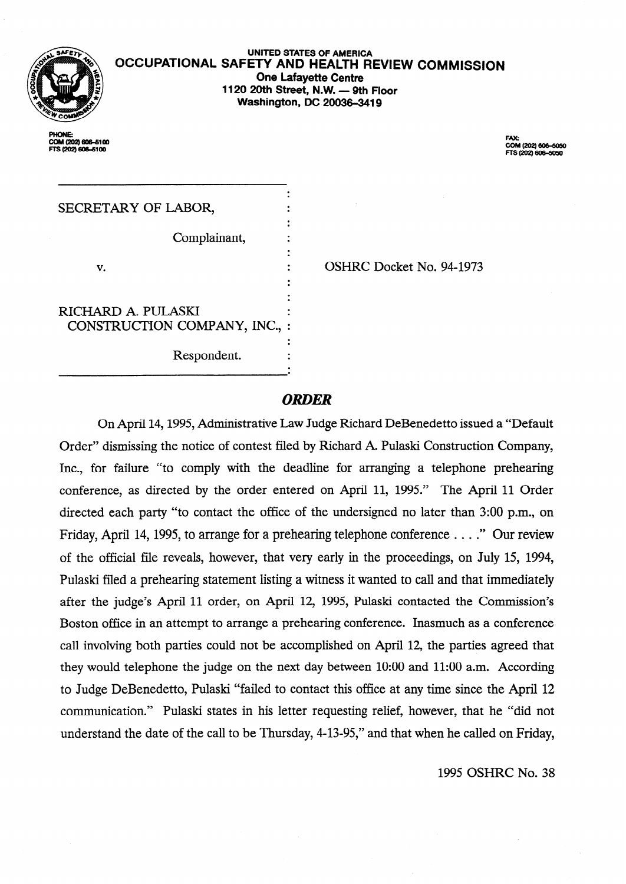UNITED STATES OF AMERICA

**OCCUPATIONAL SAFETY AND HEALTH REVIEW COMMISSION**

**One Lafayette Centre**
**1120 20th Street, N.W. — 9th Floor**
**Washington, DC 20036-3419**

PHONE:
COM (202) 606-5100
FTS (202) 606-5100

FAX:
COM (202) 606-5050
FTS (202) 606-5050

SECRETARY OF LABOR,

Complainant,

v.

RICHARD A. PULASKI CONSTRUCTION COMPANY, INC.,

Respondent.

OSHRC Docket No. 94-1973

## *ORDER*

On April 14, 1995, Administrative Law Judge Richard DeBenedetto issued a "Default Order" dismissing the notice of contest filed by Richard A. Pulaski Construction Company, Inc., for failure "to comply with the deadline for arranging a telephone prehearing conference, as directed by the order entered on April 11, 1995." The April 11 Order directed each party "to contact the office of the undersigned no later than 3:00 p.m., on Friday, April 14, 1995, to arrange for a prehearing telephone conference . . . ." Our review of the official file reveals, however, that very early in the proceedings, on July 15, 1994, Pulaski filed a prehearing statement listing a witness it wanted to call and that immediately after the judge's April 11 order, on April 12, 1995, Pulaski contacted the Commission's Boston office in an attempt to arrange a prehearing conference. Inasmuch as a conference call involving both parties could not be accomplished on April 12, the parties agreed that they would telephone the judge on the next day between 10:00 and 11:00 a.m. According to Judge DeBenedetto, Pulaski "failed to contact this office at any time since the April 12 communication." Pulaski states in his letter requesting relief, however, that he "did not understand the date of the call to be Thursday, 4-13-95," and that when he called on Friday,

1995 OSHRC No. 38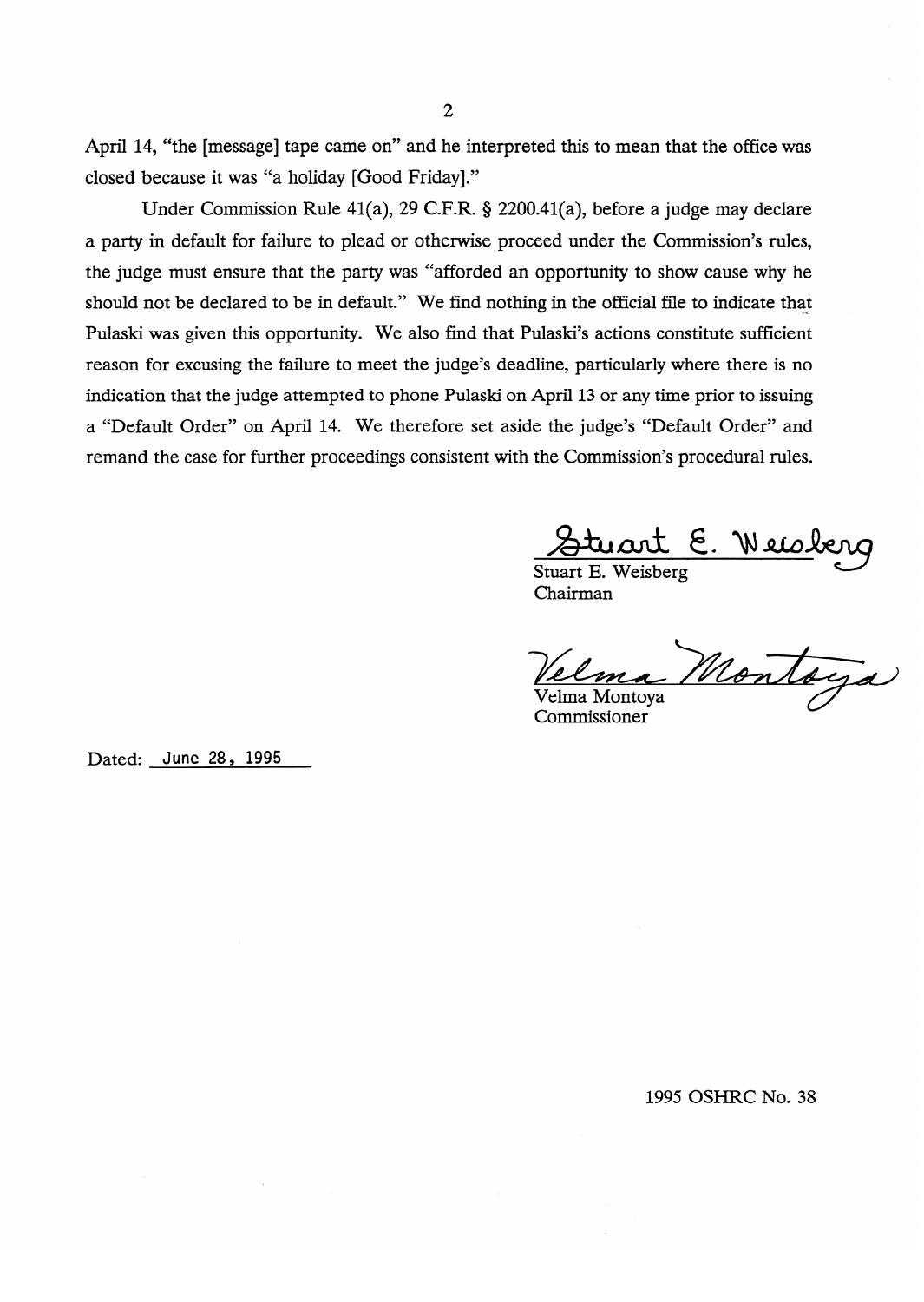April 14, "the [message] tape came on" and he interpreted this to mean that the office was closed because it was "a holiday [Good Friday]."

Under Commission Rule 41(a), 29 C.F.R. § 2200.41(a), before a judge may declare a party in default for failure to plead or otherwise proceed under the Commission's rules, the judge must ensure that the party was "afforded an opportunity to show cause why he should not be declared to be in default." We find nothing in the official file to indicate that Pulaski was given this opportunity. We also find that Pulaski's actions constitute sufficient reason for excusing the failure to meet the judge's deadline, particularly where there is no indication that the judge attempted to phone Pulaski on April 13 or any time prior to issuing a "Default Order" on April 14. We therefore set aside the judge's "Default Order" and remand the case for further proceedings consistent with the Commission's procedural rules.

Stuart E. Weisberg
Chairman

Velma Montoya
Commissioner

Dated: June 28, 1995

1995 OSHRC No. 38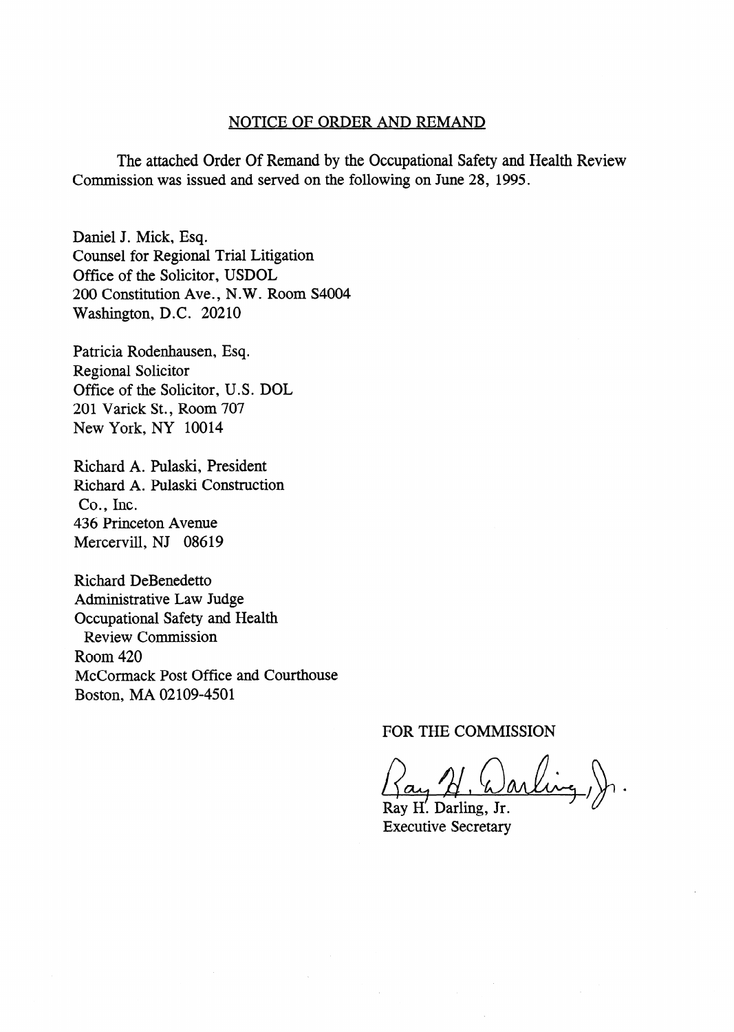## NOTICE OF ORDER AND REMAND

The attached Order Of Remand by the Occupational Safety and Health Review Commission was issued and served on the following on June 28, 1995.

Daniel J. Mick, Esq.
Counsel for Regional Trial Litigation
Office of the Solicitor, USDOL
200 Constitution Ave., N.W. Room S4004
Washington, D.C. 20210

Patricia Rodenhausen, Esq.
Regional Solicitor
Office of the Solicitor, U.S. DOL
201 Varick St., Room 707
New York, NY 10014

Richard A. Pulaski, President
Richard A. Pulaski Construction
Co., Inc.
436 Princeton Avenue
Mercervill, NJ 08619

Richard DeBenedetto
Administrative Law Judge
Occupational Safety and Health
Review Commission
Room 420
McCormack Post Office and Courthouse
Boston, MA 02109-4501

FOR THE COMMISSION

Ray H. Darling, Jr.
Executive Secretary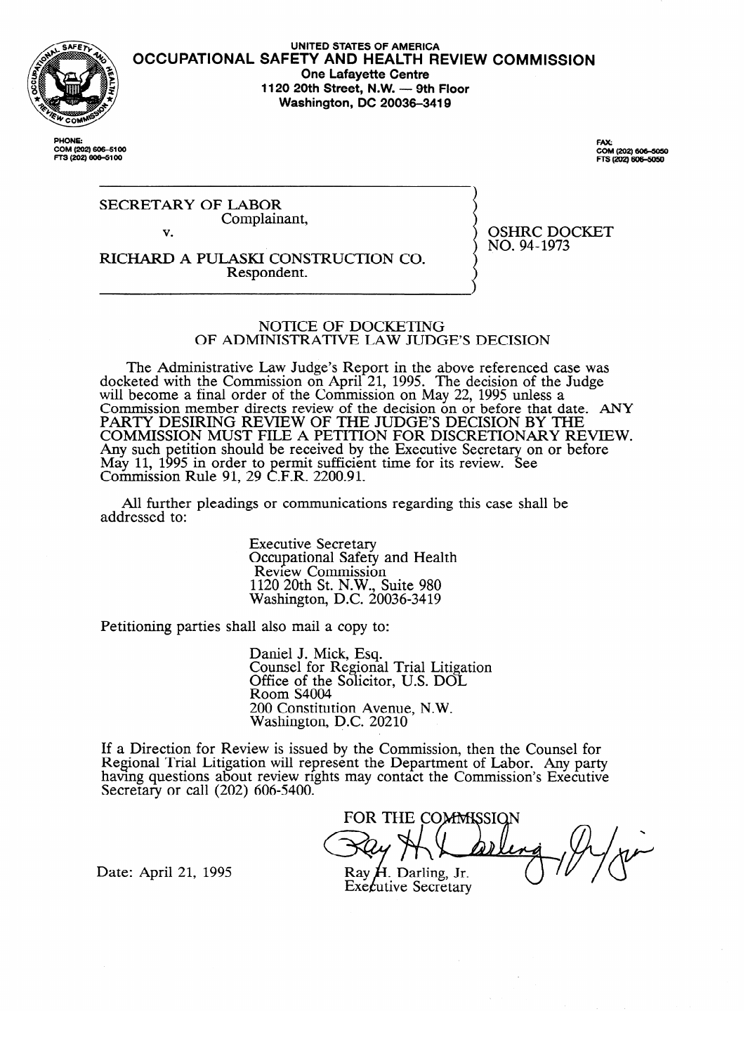UNITED STATES OF AMERICA

# OCCUPATIONAL SAFETY AND HEALTH REVIEW COMMISSION

One Lafayette Centre
1120 20th Street, N.W. — 9th Floor
Washington, DC 20036-3419

PHONE:
COM (202) 606-5100
FTS (202) 606-5100

FAX:
COM (202) 606-5050
FTS (202) 606-5050

SECRETARY OF LABOR
Complainant,

v.

RICHARD A PULASKI CONSTRUCTION CO.
Respondent.

OSHRC DOCKET
NO. 94-1973

## NOTICE OF DOCKETING OF ADMINISTRATIVE LAW JUDGE'S DECISION

The Administrative Law Judge's Report in the above referenced case was docketed with the Commission on April 21, 1995. The decision of the Judge will become a final order of the Commission on May 22, 1995 unless a Commission member directs review of the decision on or before that date. ANY PARTY DESIRING REVIEW OF THE JUDGE'S DECISION BY THE COMMISSION MUST FILE A PETITION FOR DISCRETIONARY REVIEW. Any such petition should be received by the Executive Secretary on or before May 11, 1995 in order to permit sufficient time for its review. See Commission Rule 91, 29 C.F.R. 2200.91.

All further pleadings or communications regarding this case shall be addressed to:

Executive Secretary
Occupational Safety and Health
Review Commission
1120 20th St. N.W., Suite 980
Washington, D.C. 20036-3419

Petitioning parties shall also mail a copy to:

Daniel J. Mick, Esq.
Counsel for Regional Trial Litigation
Office of the Solicitor, U.S. DOL
Room S4004
200 Constitution Avenue, N.W.
Washington, D.C. 20210

If a Direction for Review is issued by the Commission, then the Counsel for Regional Trial Litigation will represent the Department of Labor. Any party having questions about review rights may contact the Commission's Executive Secretary or call (202) 606-5400.

FOR THE COMMISSION

Ray H. Darling, Jr.
Executive Secretary

Date: April 21, 1995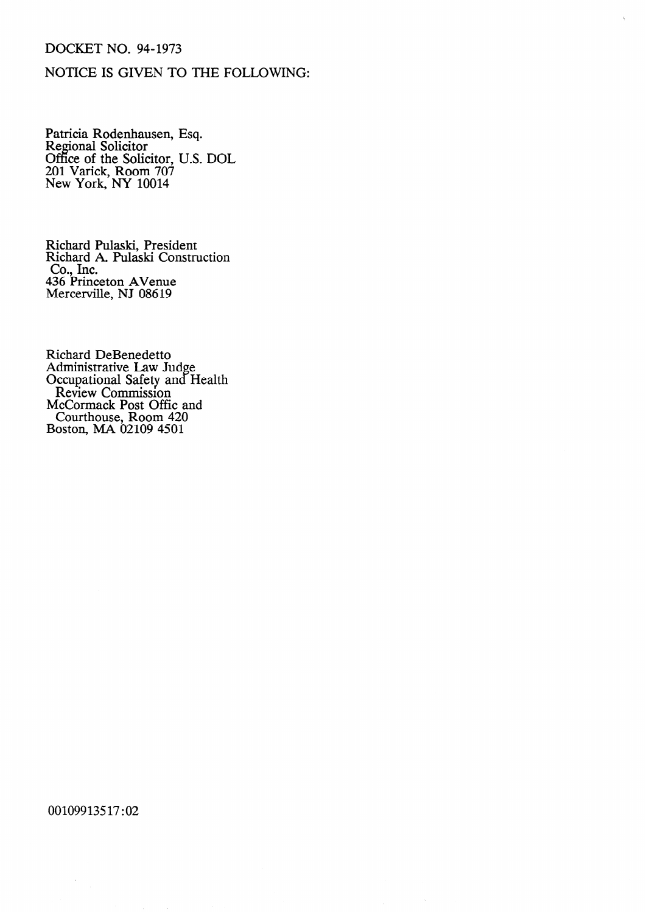DOCKET NO. 94-1973

NOTICE IS GIVEN TO THE FOLLOWING:

Patricia Rodenhausen, Esq.
Regional Solicitor
Office of the Solicitor, U.S. DOL
201 Varick, Room 707
New York, NY 10014

Richard Pulaski, President
Richard A. Pulaski Construction
Co., Inc.
436 Princeton AVenue
Mercerville, NJ 08619

Richard DeBenedetto
Administrative Law Judge
Occupational Safety and Health
Review Commission
McCormack Post Offic and
Courthouse, Room 420
Boston, MA 02109 4501

00109913517:02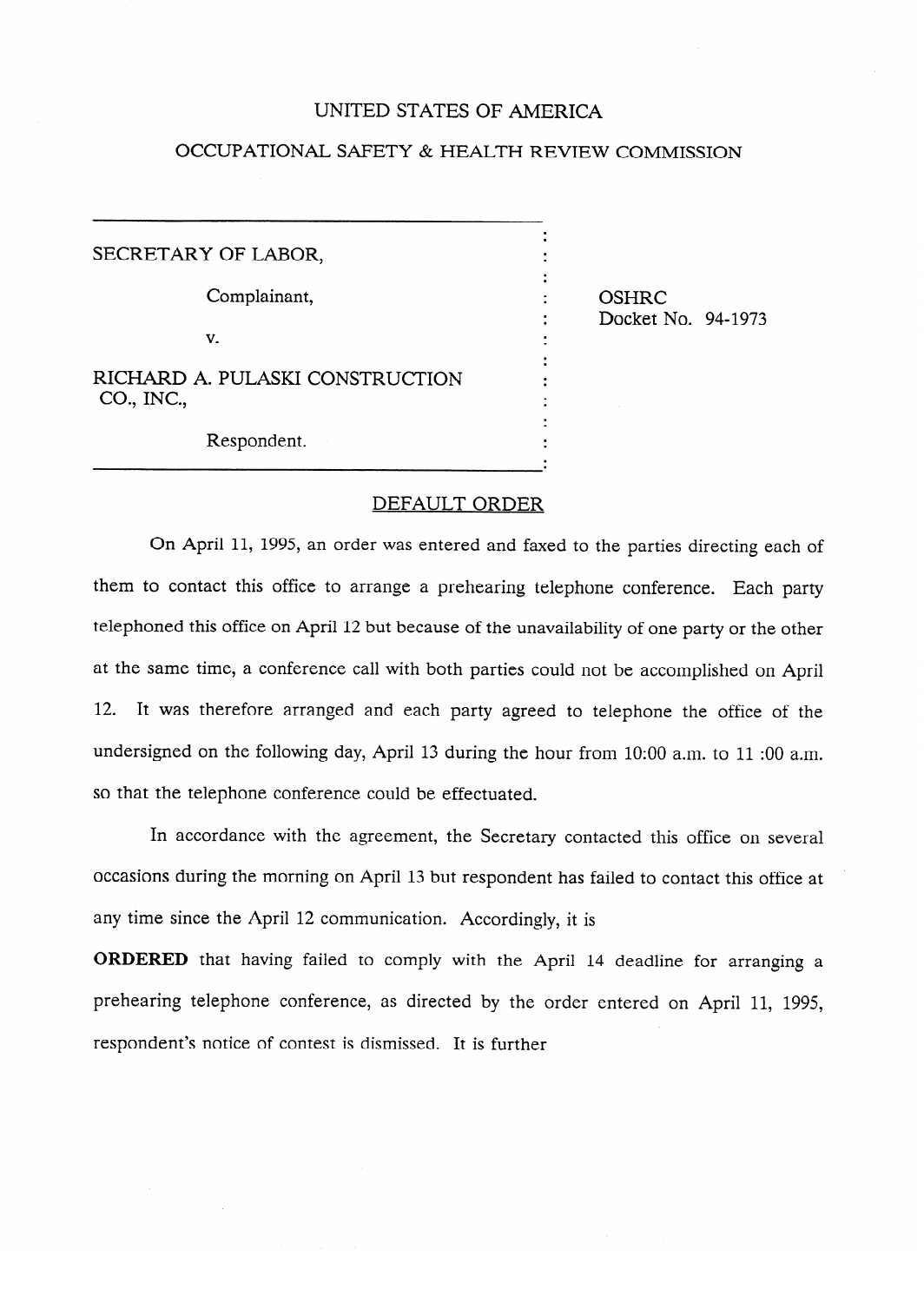UNITED STATES OF AMERICA

OCCUPATIONAL SAFETY & HEALTH REVIEW COMMISSION

| | |
|---|---|
| SECRETARY OF LABOR,<br><br>Complainant,<br><br>v.<br><br>RICHARD A. PULASKI CONSTRUCTION CO., INC.,<br><br>Respondent. | OSHRC<br>Docket No. 94-1973 |

DEFAULT ORDER

On April 11, 1995, an order was entered and faxed to the parties directing each of them to contact this office to arrange a prehearing telephone conference. Each party telephoned this office on April 12 but because of the unavailability of one party or the other at the same time, a conference call with both parties could not be accomplished on April 12. It was therefore arranged and each party agreed to telephone the office of the undersigned on the following day, April 13 during the hour from 10:00 a.m. to 11 :00 a.m. so that the telephone conference could be effectuated.

In accordance with the agreement, the Secretary contacted this office on several occasions during the morning on April 13 but respondent has failed to contact this office at any time since the April 12 communication. Accordingly, it is

**ORDERED** that having failed to comply with the April 14 deadline for arranging a prehearing telephone conference, as directed by the order entered on April 11, 1995, respondent's notice of contest is dismissed. It is further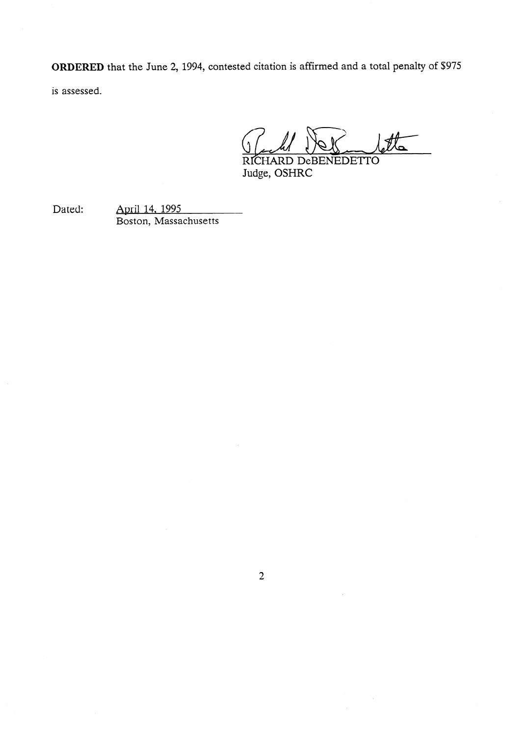**ORDERED** that the June 2, 1994, contested citation is affirmed and a total penalty of $975 is assessed.

RICHARD DeBENEDETTO
Judge, OSHRC

Dated: April 14, 1995
Boston, Massachusetts